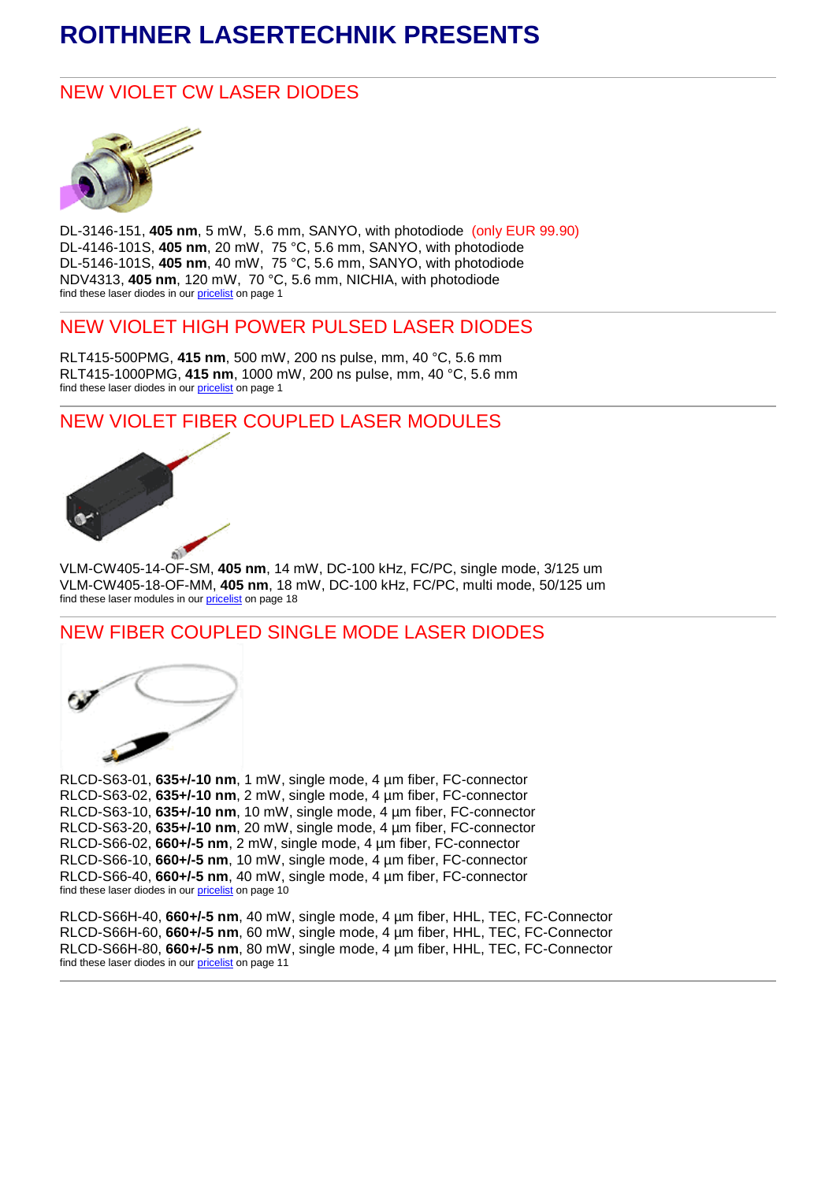# ROITHNER LASERTECHNIK PRESENTS

## NEW VIOLET CW LASER DIODES

DL-3146-151, **405 nm**, 5 mW, 5.6 mm, SANYO, with photodiode (only EUR 99.90)
DL-4146-101S, **405 nm**, 20 mW, 75 °C, 5.6 mm, SANYO, with photodiode
DL-5146-101S, **405 nm**, 40 mW, 75 °C, 5.6 mm, SANYO, with photodiode
NDV4313, **405 nm**, 120 mW, 70 °C, 5.6 mm, NICHIA, with photodiode
find these laser diodes in our pricelist on page 1

## NEW VIOLET HIGH POWER PULSED LASER DIODES

RLT415-500PMG, **415 nm**, 500 mW, 200 ns pulse, mm, 40 °C, 5.6 mm
RLT415-1000PMG, **415 nm**, 1000 mW, 200 ns pulse, mm, 40 °C, 5.6 mm
find these laser diodes in our pricelist on page 1

## NEW VIOLET FIBER COUPLED LASER MODULES

VLM-CW405-14-OF-SM, **405 nm**, 14 mW, DC-100 kHz, FC/PC, single mode, 3/125 um
VLM-CW405-18-OF-MM, **405 nm**, 18 mW, DC-100 kHz, FC/PC, multi mode, 50/125 um
find these laser modules in our pricelist on page 18

## NEW FIBER COUPLED SINGLE MODE LASER DIODES

RLCD-S63-01, **635+/-10 nm**, 1 mW, single mode, 4 µm fiber, FC-connector
RLCD-S63-02, **635+/-10 nm**, 2 mW, single mode, 4 µm fiber, FC-connector
RLCD-S63-10, **635+/-10 nm**, 10 mW, single mode, 4 µm fiber, FC-connector
RLCD-S63-20, **635+/-10 nm**, 20 mW, single mode, 4 µm fiber, FC-connector
RLCD-S66-02, **660+/-5 nm**, 2 mW, single mode, 4 µm fiber, FC-connector
RLCD-S66-10, **660+/-5 nm**, 10 mW, single mode, 4 µm fiber, FC-connector
RLCD-S66-40, **660+/-5 nm**, 40 mW, single mode, 4 µm fiber, FC-connector
find these laser diodes in our pricelist on page 10

RLCD-S66H-40, **660+/-5 nm**, 40 mW, single mode, 4 µm fiber, HHL, TEC, FC-Connector
RLCD-S66H-60, **660+/-5 nm**, 60 mW, single mode, 4 µm fiber, HHL, TEC, FC-Connector
RLCD-S66H-80, **660+/-5 nm**, 80 mW, single mode, 4 µm fiber, HHL, TEC, FC-Connector
find these laser diodes in our pricelist on page 11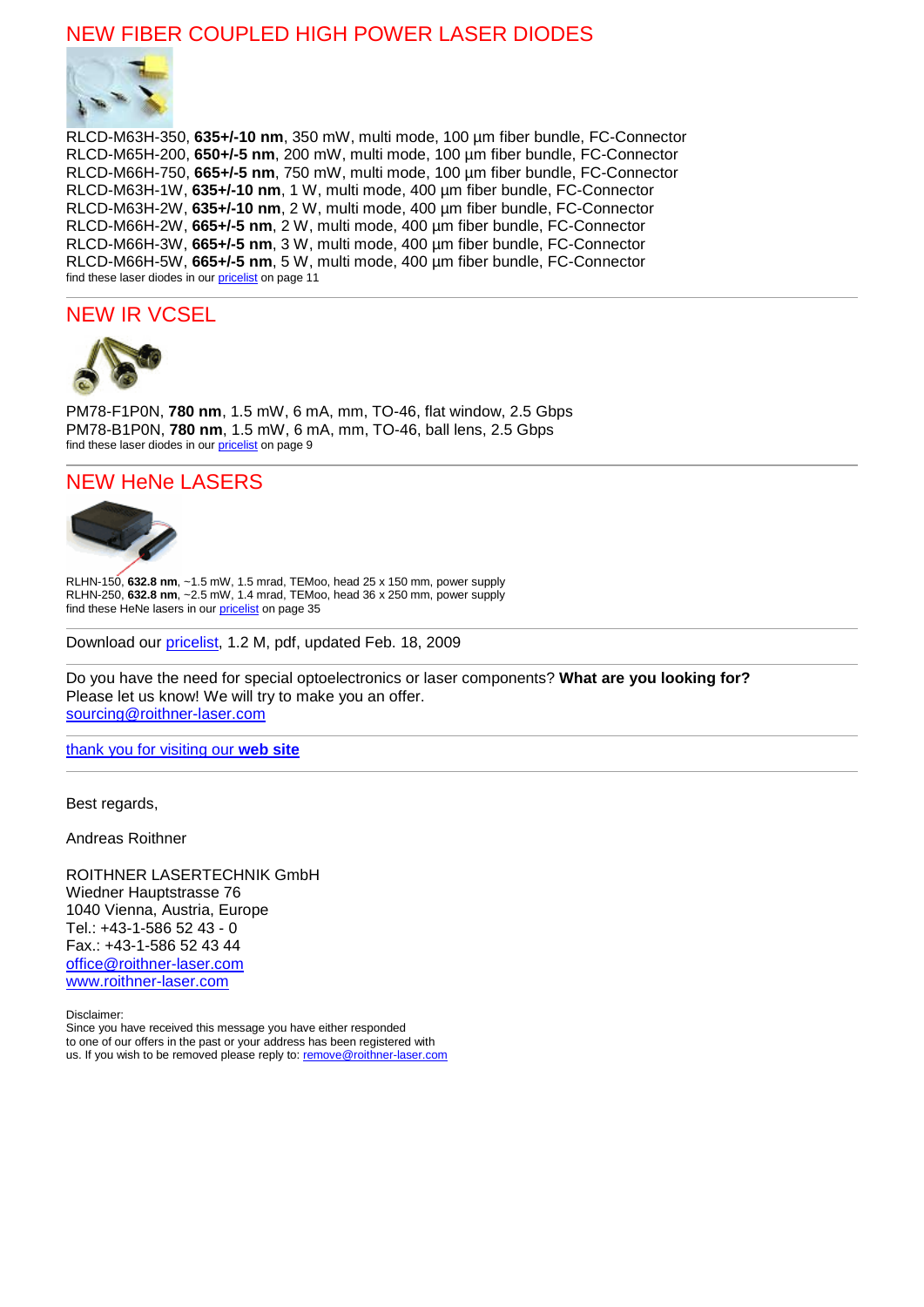## NEW FIBER COUPLED HIGH POWER LASER DIODES

RLCD-M63H-350, **635+/-10 nm**, 350 mW, multi mode, 100 µm fiber bundle, FC-Connector
RLCD-M65H-200, **650+/-5 nm**, 200 mW, multi mode, 100 µm fiber bundle, FC-Connector
RLCD-M66H-750, **665+/-5 nm**, 750 mW, multi mode, 100 µm fiber bundle, FC-Connector
RLCD-M63H-1W, **635+/-10 nm**, 1 W, multi mode, 400 µm fiber bundle, FC-Connector
RLCD-M63H-2W, **635+/-10 nm**, 2 W, multi mode, 400 µm fiber bundle, FC-Connector
RLCD-M66H-2W, **665+/-5 nm**, 2 W, multi mode, 400 µm fiber bundle, FC-Connector
RLCD-M66H-3W, **665+/-5 nm**, 3 W, multi mode, 400 µm fiber bundle, FC-Connector
RLCD-M66H-5W, **665+/-5 nm**, 5 W, multi mode, 400 µm fiber bundle, FC-Connector
find these laser diodes in our pricelist on page 11

---

## NEW IR VCSEL

PM78-F1P0N, **780 nm**, 1.5 mW, 6 mA, mm, TO-46, flat window, 2.5 Gbps
PM78-B1P0N, **780 nm**, 1.5 mW, 6 mA, mm, TO-46, ball lens, 2.5 Gbps
find these laser diodes in our pricelist on page 9

---

## NEW HeNe LASERS

RLHN-150, **632.8 nm**, ~1.5 mW, 1.5 mrad, TEMoo, head 25 x 150 mm, power supply
RLHN-250, **632.8 nm**, ~2.5 mW, 1.4 mrad, TEMoo, head 36 x 250 mm, power supply
find these HeNe lasers in our pricelist on page 35

---

Download our pricelist, 1.2 M, pdf, updated Feb. 18, 2009

---

Do you have the need for special optoelectronics or laser components? **What are you looking for?**
Please let us know! We will try to make you an offer.
sourcing@roithner-laser.com

---

thank you for visiting our **web site**

---

Best regards,

Andreas Roithner

ROITHNER LASERTECHNIK GmbH
Wiedner Hauptstrasse 76
1040 Vienna, Austria, Europe
Tel.: +43-1-586 52 43 - 0
Fax.: +43-1-586 52 43 44
office@roithner-laser.com
www.roithner-laser.com

Disclaimer:
Since you have received this message you have either responded
to one of our offers in the past or your address has been registered with
us. If you wish to be removed please reply to: remove@roithner-laser.com